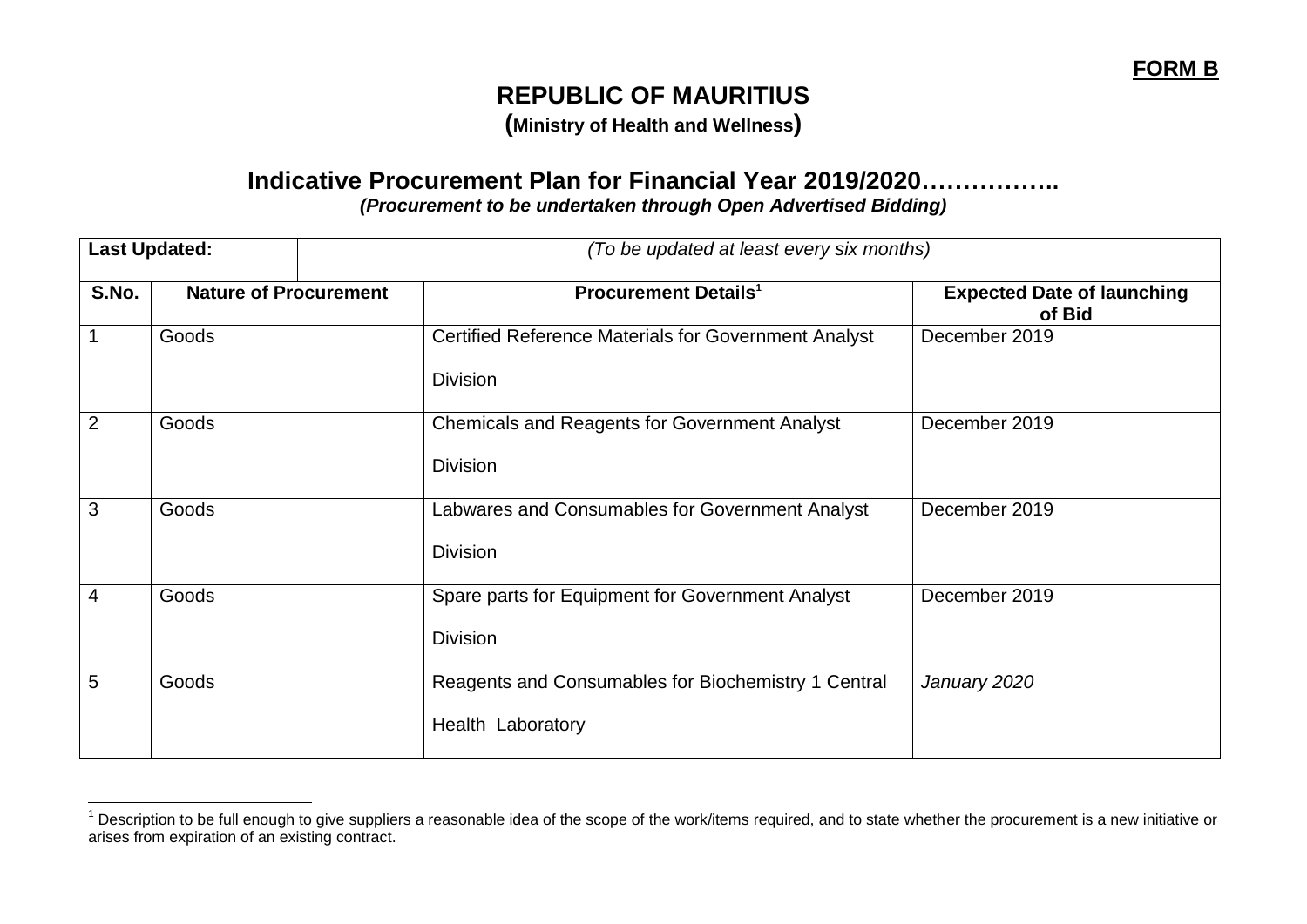**FORM B**

# REPUBLIC OF MAURITIUS

**(Ministry of Health and Wellness)**

## Indicative Procurement Plan for Financial Year 2019/2020……………..

***(Procurement to be undertaken through Open Advertised Bidding)***

| **Last Updated:** | *(To be updated at least every six months)* | | |
|---|---|---|---|
| **S.No.** | **Nature of Procurement** | **Procurement Details[1]** | **Expected Date of launching of Bid** |
| 1 | Goods | Certified Reference Materials for Government Analyst Division | December 2019 |
| 2 | Goods | Chemicals and Reagents for Government Analyst Division | December 2019 |
| 3 | Goods | Labwares and Consumables for Government Analyst Division | December 2019 |
| 4 | Goods | Spare parts for Equipment for Government Analyst Division | December 2019 |
| 5 | Goods | Reagents and Consumables for Biochemistry 1 Central Health Laboratory | *January 2020* |

[1] Description to be full enough to give suppliers a reasonable idea of the scope of the work/items required, and to state whether the procurement is a new initiative or arises from expiration of an existing contract.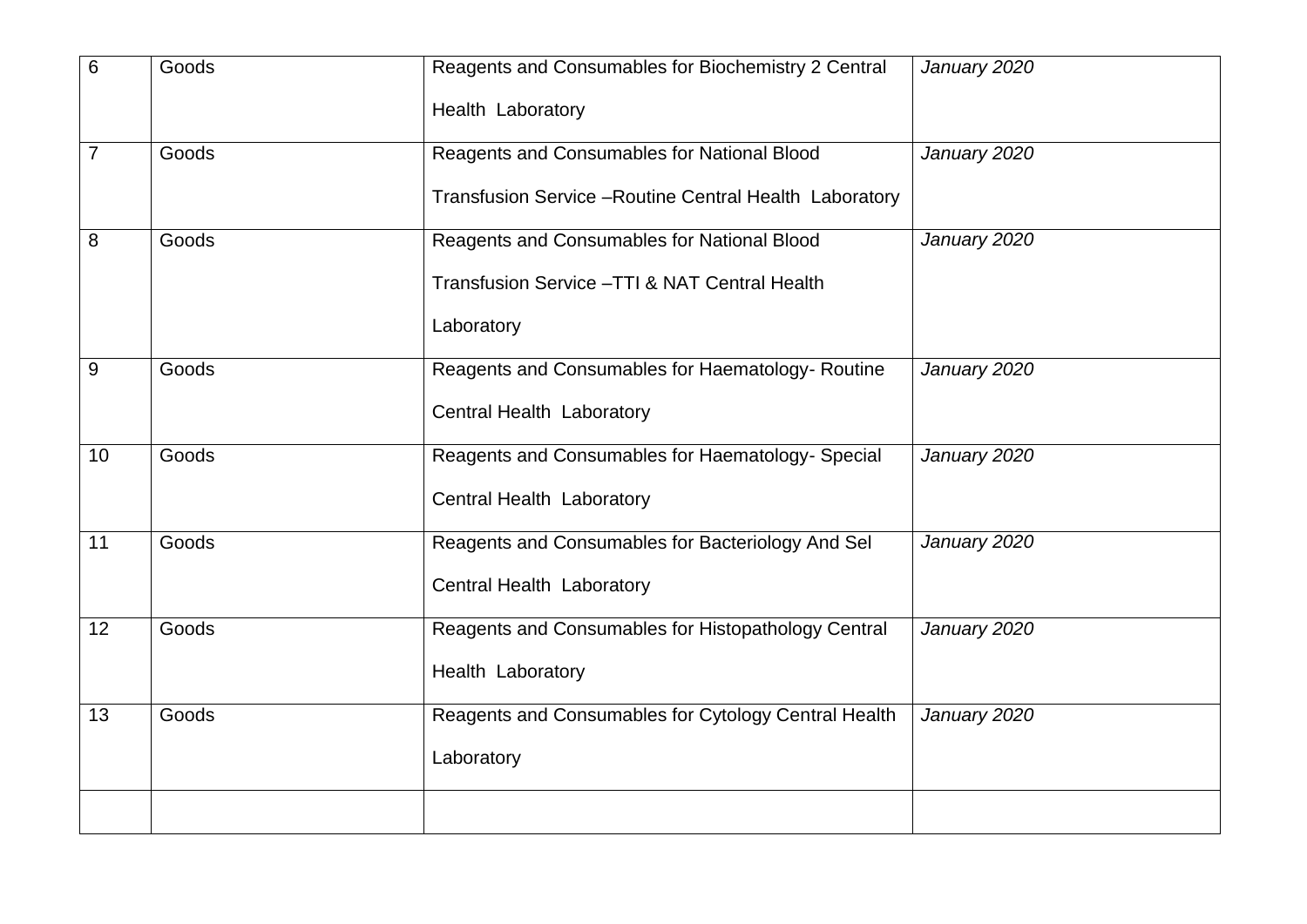| 6 | Goods | Reagents and Consumables for Biochemistry 2 Central Health Laboratory | *January 2020* |
|---|---|---|---|
| 7 | Goods | Reagents and Consumables for National Blood Transfusion Service –Routine Central Health Laboratory | *January 2020* |
| 8 | Goods | Reagents and Consumables for National Blood Transfusion Service –TTI & NAT Central Health Laboratory | *January 2020* |
| 9 | Goods | Reagents and Consumables for Haematology- Routine Central Health Laboratory | *January 2020* |
| 10 | Goods | Reagents and Consumables for Haematology- Special Central Health Laboratory | *January 2020* |
| 11 | Goods | Reagents and Consumables for Bacteriology And Sel Central Health Laboratory | *January 2020* |
| 12 | Goods | Reagents and Consumables for Histopathology Central Health Laboratory | *January 2020* |
| 13 | Goods | Reagents and Consumables for Cytology Central Health Laboratory | *January 2020* |
| | | | |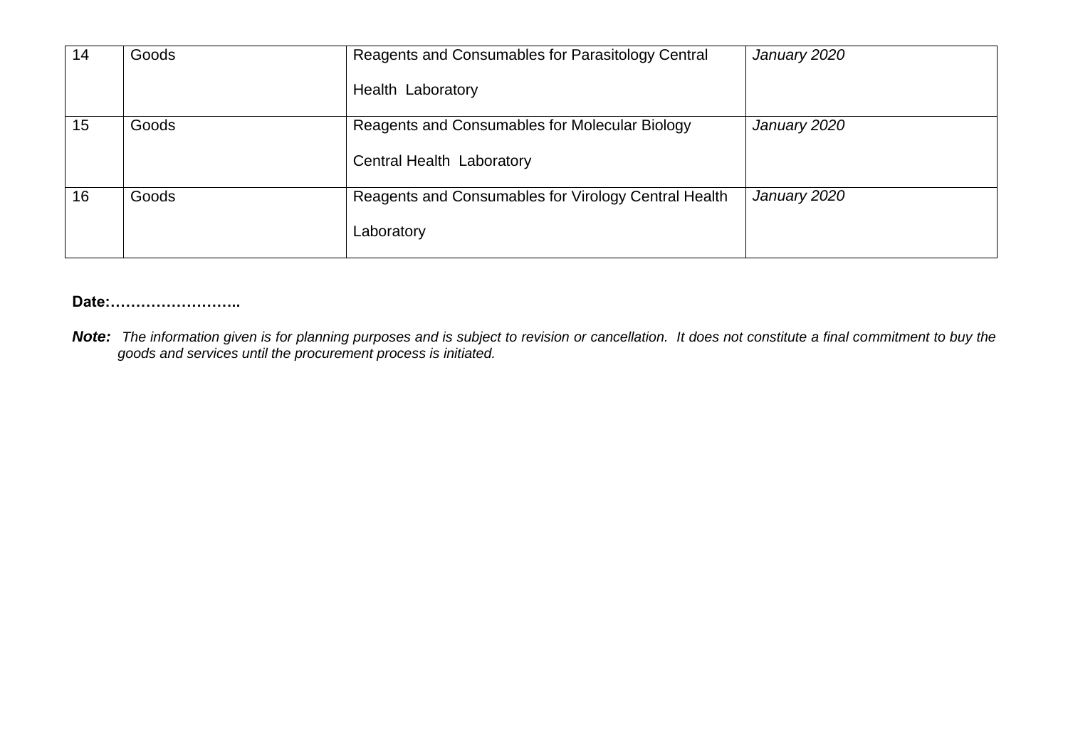| | | | |
|---|---|---|---|
| 14 | Goods | Reagents and Consumables for Parasitology Central Health Laboratory | *January 2020* |
| 15 | Goods | Reagents and Consumables for Molecular Biology Central Health Laboratory | *January 2020* |
| 16 | Goods | Reagents and Consumables for Virology Central Health Laboratory | *January 2020* |

**Date:……………………..**

***Note:*** *The information given is for planning purposes and is subject to revision or cancellation. It does not constitute a final commitment to buy the goods and services until the procurement process is initiated.*